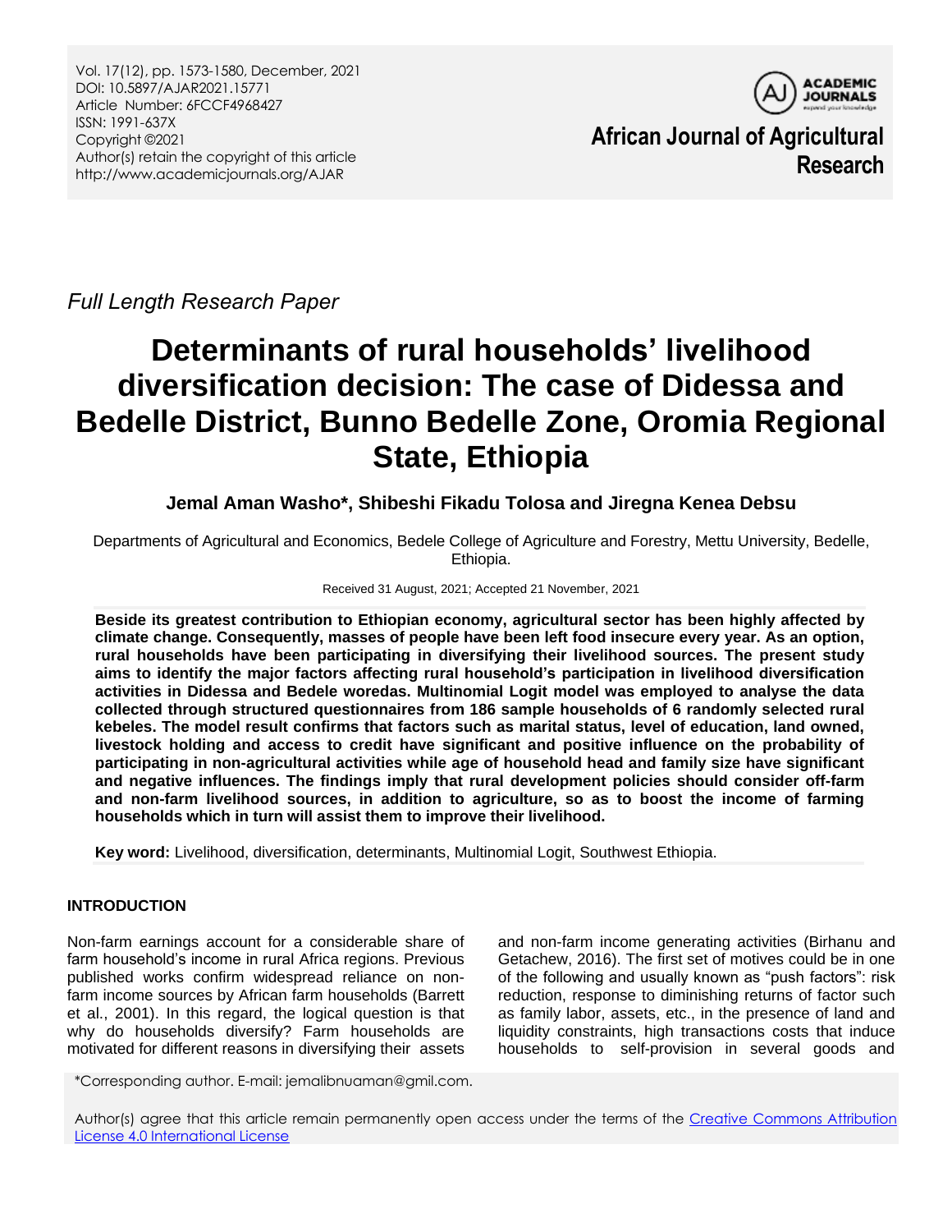*Full Length Research Paper*

# Determinants of rural households' livelihood diversification decision: The case of Didessa and Bedelle District, Bunno Bedelle Zone, Oromia Regional State, Ethiopia

**Jemal Aman Washo\*, Shibeshi Fikadu Tolosa and Jiregna Kenea Debsu**

Departments of Agricultural and Economics, Bedele College of Agriculture and Forestry, Mettu University, Bedelle, Ethiopia.

Received 31 August, 2021; Accepted 21 November, 2021

**Beside its greatest contribution to Ethiopian economy, agricultural sector has been highly affected by climate change. Consequently, masses of people have been left food insecure every year. As an option, rural households have been participating in diversifying their livelihood sources. The present study aims to identify the major factors affecting rural household's participation in livelihood diversification activities in Didessa and Bedele woredas. Multinomial Logit model was employed to analyse the data collected through structured questionnaires from 186 sample households of 6 randomly selected rural kebeles. The model result confirms that factors such as marital status, level of education, land owned, livestock holding and access to credit have significant and positive influence on the probability of participating in non-agricultural activities while age of household head and family size have significant and negative influences. The findings imply that rural development policies should consider off-farm and non-farm livelihood sources, in addition to agriculture, so as to boost the income of farming households which in turn will assist them to improve their livelihood.**

**Key word:** Livelihood, diversification, determinants, Multinomial Logit, Southwest Ethiopia.

## INTRODUCTION

Non-farm earnings account for a considerable share of farm household's income in rural Africa regions. Previous published works confirm widespread reliance on non-farm income sources by African farm households (Barrett et al., 2001). In this regard, the logical question is that why do households diversify? Farm households are motivated for different reasons in diversifying their assets and non-farm income generating activities (Birhanu and Getachew, 2016). The first set of motives could be in one of the following and usually known as "push factors": risk reduction, response to diminishing returns of factor such as family labor, assets, etc., in the presence of land and liquidity constraints, high transactions costs that induce households to self-provision in several goods and

\*Corresponding author. E-mail: jemalibnuaman@gmil.com.

Author(s) agree that this article remain permanently open access under the terms of the Creative Commons Attribution License 4.0 International License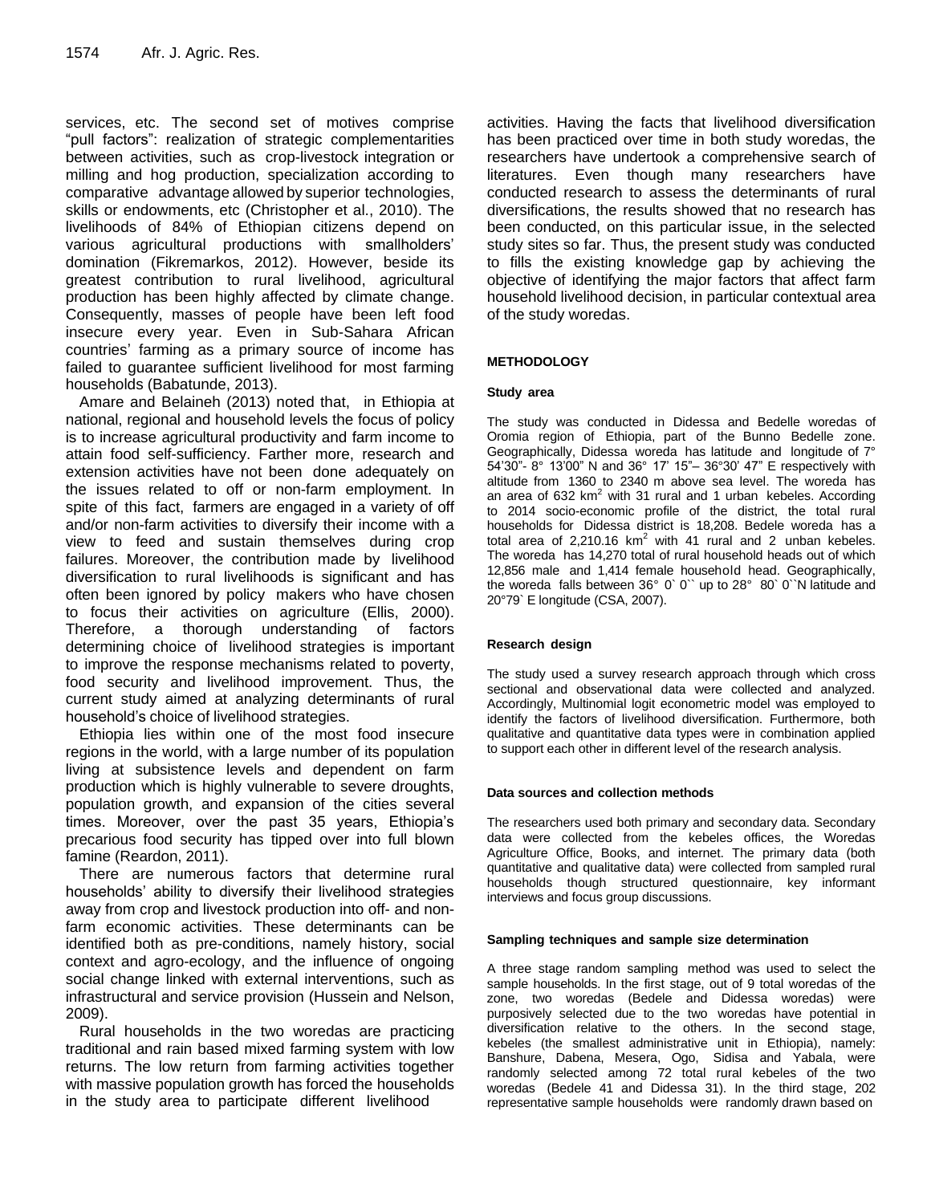services, etc. The second set of motives comprise "pull factors": realization of strategic complementarities between activities, such as crop-livestock integration or milling and hog production, specialization according to comparative advantage allowed by superior technologies, skills or endowments, etc (Christopher et al., 2010). The livelihoods of 84% of Ethiopian citizens depend on various agricultural productions with smallholders' domination (Fikremarkos, 2012). However, beside its greatest contribution to rural livelihood, agricultural production has been highly affected by climate change. Consequently, masses of people have been left food insecure every year. Even in Sub-Sahara African countries' farming as a primary source of income has failed to guarantee sufficient livelihood for most farming households (Babatunde, 2013).

Amare and Belaineh (2013) noted that, in Ethiopia at national, regional and household levels the focus of policy is to increase agricultural productivity and farm income to attain food self-sufficiency. Farther more, research and extension activities have not been done adequately on the issues related to off or non-farm employment. In spite of this fact, farmers are engaged in a variety of off and/or non-farm activities to diversify their income with a view to feed and sustain themselves during crop failures. Moreover, the contribution made by livelihood diversification to rural livelihoods is significant and has often been ignored by policy makers who have chosen to focus their activities on agriculture (Ellis, 2000). Therefore, a thorough understanding of factors determining choice of livelihood strategies is important to improve the response mechanisms related to poverty, food security and livelihood improvement. Thus, the current study aimed at analyzing determinants of rural household's choice of livelihood strategies.

Ethiopia lies within one of the most food insecure regions in the world, with a large number of its population living at subsistence levels and dependent on farm production which is highly vulnerable to severe droughts, population growth, and expansion of the cities several times. Moreover, over the past 35 years, Ethiopia's precarious food security has tipped over into full blown famine (Reardon, 2011).

There are numerous factors that determine rural households' ability to diversify their livelihood strategies away from crop and livestock production into off- and non-farm economic activities. These determinants can be identified both as pre-conditions, namely history, social context and agro-ecology, and the influence of ongoing social change linked with external interventions, such as infrastructural and service provision (Hussein and Nelson, 2009).

Rural households in the two woredas are practicing traditional and rain based mixed farming system with low returns. The low return from farming activities together with massive population growth has forced the households in the study area to participate different livelihood activities. Having the facts that livelihood diversification has been practiced over time in both study woredas, the researchers have undertook a comprehensive search of literatures. Even though many researchers have conducted research to assess the determinants of rural diversifications, the results showed that no research has been conducted, on this particular issue, in the selected study sites so far. Thus, the present study was conducted to fills the existing knowledge gap by achieving the objective of identifying the major factors that affect farm household livelihood decision, in particular contextual area of the study woredas.

## METHODOLOGY

### Study area

The study was conducted in Didessa and Bedelle woredas of Oromia region of Ethiopia, part of the Bunno Bedelle zone. Geographically, Didessa woreda has latitude and longitude of 7° 54'30"- 8° 13'00" N and 36° 17' 15"– 36°30' 47" E respectively with altitude from 1360 to 2340 m above sea level. The woreda has an area of 632 km$^2$ with 31 rural and 1 urban kebeles. According to 2014 socio-economic profile of the district, the total rural households for Didessa district is 18,208. Bedele woreda has a total area of 2,210.16 km$^2$ with 41 rural and 2 unban kebeles. The woreda has 14,270 total of rural household heads out of which 12,856 male and 1,414 female household head. Geographically, the woreda falls between 36° 0` 0`` up to 28° 80` 0``N latitude and 20°79` E longitude (CSA, 2007).

### Research design

The study used a survey research approach through which cross sectional and observational data were collected and analyzed. Accordingly, Multinomial logit econometric model was employed to identify the factors of livelihood diversification. Furthermore, both qualitative and quantitative data types were in combination applied to support each other in different level of the research analysis.

### Data sources and collection methods

The researchers used both primary and secondary data. Secondary data were collected from the kebeles offices, the Woredas Agriculture Office, Books, and internet. The primary data (both quantitative and qualitative data) were collected from sampled rural households though structured questionnaire, key informant interviews and focus group discussions.

### Sampling techniques and sample size determination

A three stage random sampling method was used to select the sample households. In the first stage, out of 9 total woredas of the zone, two woredas (Bedele and Didessa woredas) were purposively selected due to the two woredas have potential in diversification relative to the others. In the second stage, kebeles (the smallest administrative unit in Ethiopia), namely: Banshure, Dabena, Mesera, Ogo, Sidisa and Yabala, were randomly selected among 72 total rural kebeles of the two woredas (Bedele 41 and Didessa 31). In the third stage, 202 representative sample households were randomly drawn based on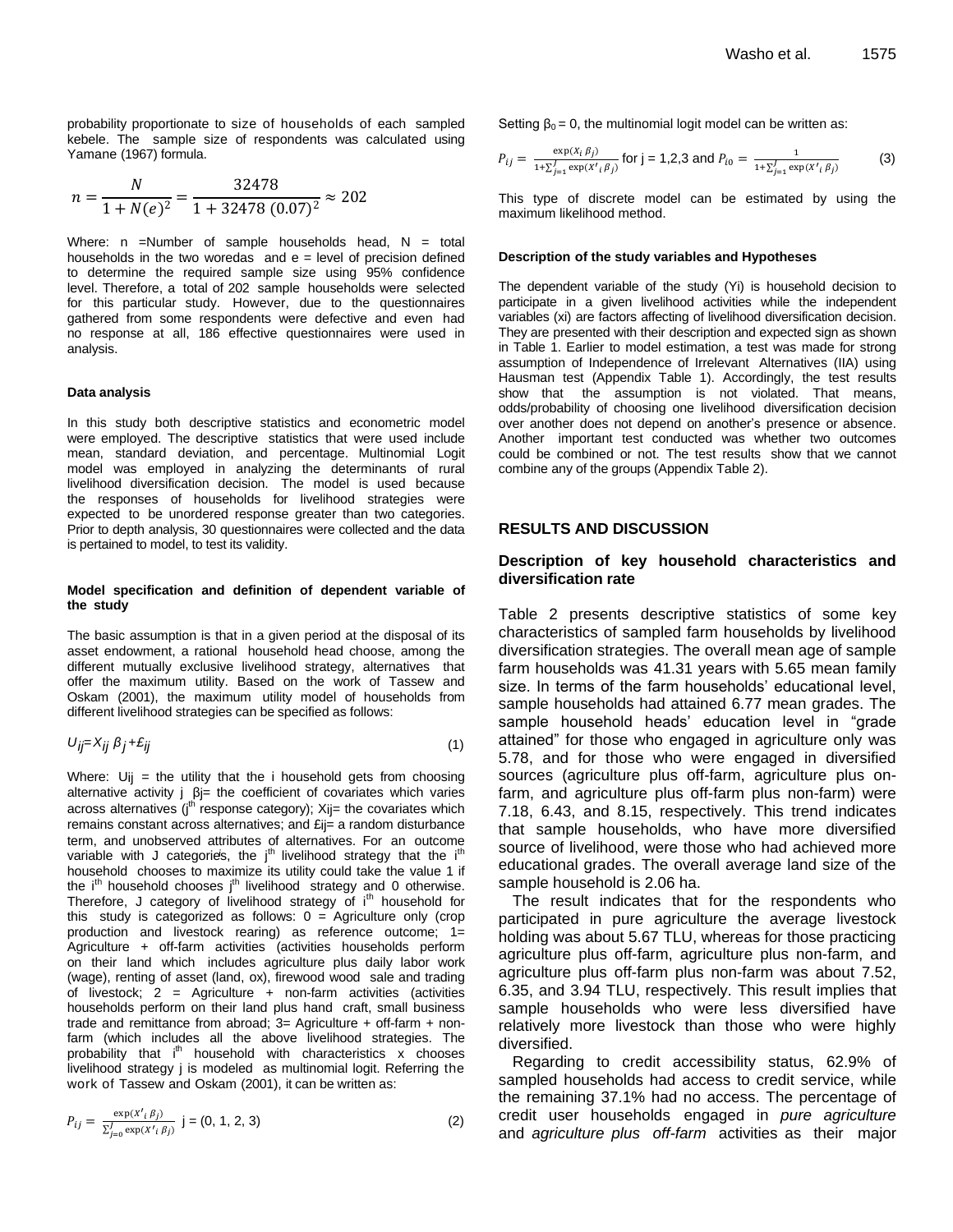probability proportionate to size of households of each sampled kebele. The sample size of respondents was calculated using Yamane (1967) formula.

$$n = \frac{N}{1 + N(e)^2} = \frac{32478}{1 + 32478\,(0.07)^2} \approx 202$$

Where: n =Number of sample households head, N = total households in the two woredas and e = level of precision defined to determine the required sample size using 95% confidence level. Therefore, a total of 202 sample households were selected for this particular study. However, due to the questionnaires gathered from some respondents were defective and even had no response at all, 186 effective questionnaires were used in analysis.

#### Data analysis

In this study both descriptive statistics and econometric model were employed. The descriptive statistics that were used include mean, standard deviation, and percentage. Multinomial Logit model was employed in analyzing the determinants of rural livelihood diversification decision. The model is used because the responses of households for livelihood strategies were expected to be unordered response greater than two categories. Prior to depth analysis, 30 questionnaires were collected and the data is pertained to model, to test its validity.

#### Model specification and definition of dependent variable of the study

The basic assumption is that in a given period at the disposal of its asset endowment, a rational household head choose, among the different mutually exclusive livelihood strategy, alternatives that offer the maximum utility. Based on the work of Tassew and Oskam (2001), the maximum utility model of households from different livelihood strategies can be specified as follows:

$$U_{ij} = X_{ij}\,\beta_j + £_{ij} \tag{1}$$

Where: Uij = the utility that the i household gets from choosing alternative activity j βj= the coefficient of covariates which varies across alternatives ($j^{th}$ response category); Xij= the covariates which remains constant across alternatives; and £ij= a random disturbance term, and unobserved attributes of alternatives. For an outcome variable with J categories, the $j^{th}$ livelihood strategy that the $i^{th}$ household chooses to maximize its utility could take the value 1 if the $i^{th}$ household chooses $j^{th}$ livelihood strategy and 0 otherwise. Therefore, J category of livelihood strategy of $i^{th}$ household for this study is categorized as follows: 0 = Agriculture only (crop production and livestock rearing) as reference outcome; 1= Agriculture + off-farm activities (activities households perform on their land which includes agriculture plus daily labor work (wage), renting of asset (land, ox), firewood wood sale and trading of livestock; 2 = Agriculture + non-farm activities (activities households perform on their land plus hand craft, small business trade and remittance from abroad; 3= Agriculture + off-farm + non-farm (which includes all the above livelihood strategies. The probability that $i^{th}$ household with characteristics x chooses livelihood strategy j is modeled as multinomial logit. Referring the work of Tassew and Oskam (2001), it can be written as:

$$P_{ij} = \frac{\exp(X'_i\,\beta_j)}{\sum_{j=0}^{J}\exp(X'_i\,\beta_j)} \quad j = (0, 1, 2, 3) \tag{2}$$

Setting $\beta_0 = 0$, the multinomial logit model can be written as:

$$P_{ij} = \frac{\exp(X_i\,\beta_j)}{1+\sum_{j=1}^{J}\exp(X'_i\,\beta_j)} \text{ for j = 1,2,3 and } P_{i0} = \frac{1}{1+\sum_{j=1}^{J}\exp(X'_i\,\beta_j)} \tag{3}$$

This type of discrete model can be estimated by using the maximum likelihood method.

#### Description of the study variables and Hypotheses

The dependent variable of the study (Yi) is household decision to participate in a given livelihood activities while the independent variables (xi) are factors affecting of livelihood diversification decision. They are presented with their description and expected sign as shown in Table 1. Earlier to model estimation, a test was made for strong assumption of Independence of Irrelevant Alternatives (IIA) using Hausman test (Appendix Table 1). Accordingly, the test results show that the assumption is not violated. That means, odds/probability of choosing one livelihood diversification decision over another does not depend on another's presence or absence. Another important test conducted was whether two outcomes could be combined or not. The test results show that we cannot combine any of the groups (Appendix Table 2).

## RESULTS AND DISCUSSION

### Description of key household characteristics and diversification rate

Table 2 presents descriptive statistics of some key characteristics of sampled farm households by livelihood diversification strategies. The overall mean age of sample farm households was 41.31 years with 5.65 mean family size. In terms of the farm households' educational level, sample households had attained 6.77 mean grades. The sample household heads' education level in "grade attained" for those who engaged in agriculture only was 5.78, and for those who were engaged in diversified sources (agriculture plus off-farm, agriculture plus on-farm, and agriculture plus off-farm plus non-farm) were 7.18, 6.43, and 8.15, respectively. This trend indicates that sample households, who have more diversified source of livelihood, were those who had achieved more educational grades. The overall average land size of the sample household is 2.06 ha.

The result indicates that for the respondents who participated in pure agriculture the average livestock holding was about 5.67 TLU, whereas for those practicing agriculture plus off-farm, agriculture plus non-farm, and agriculture plus off-farm plus non-farm was about 7.52, 6.35, and 3.94 TLU, respectively. This result implies that sample households who were less diversified have relatively more livestock than those who were highly diversified.

Regarding to credit accessibility status, 62.9% of sampled households had access to credit service, while the remaining 37.1% had no access. The percentage of credit user households engaged in *pure agriculture* and *agriculture plus off-farm* activities as their major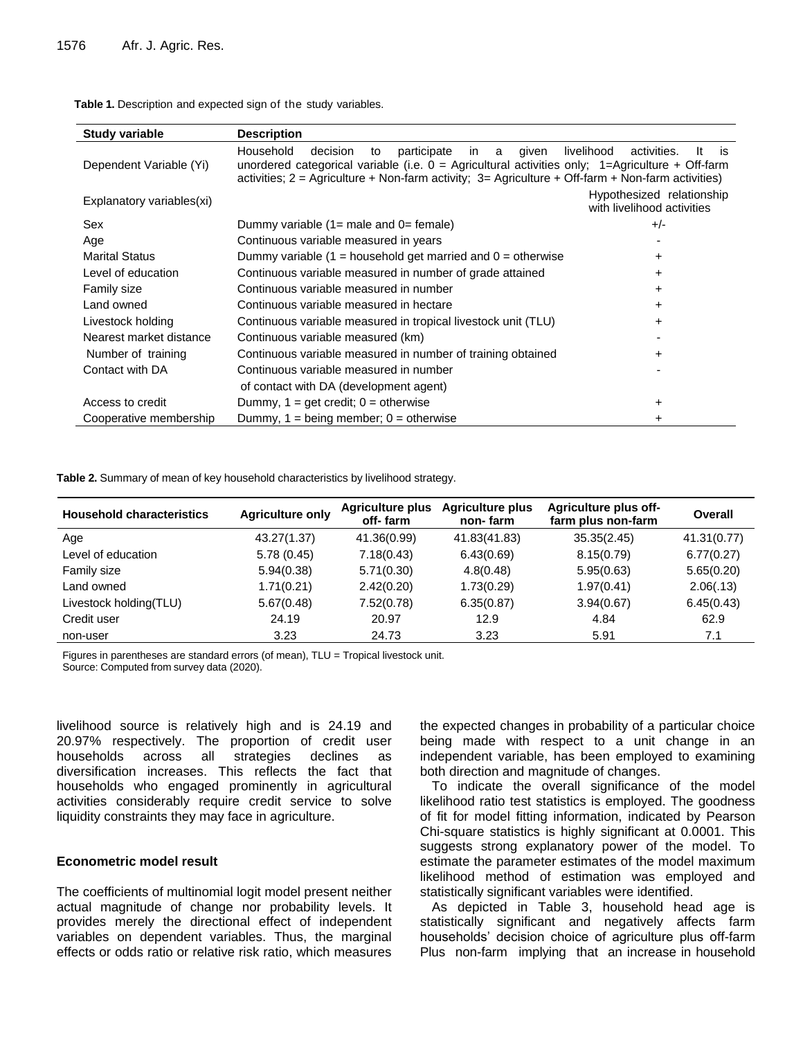**Table 1.** Description and expected sign of the study variables.

| Study variable | Description | |
|---|---|---|
| Dependent Variable (Yi) | Household decision to participate in a given livelihood activities. It is unordered categorical variable (i.e. 0 = Agricultural activities only; 1=Agriculture + Off-farm activities; 2 = Agriculture + Non-farm activity; 3= Agriculture + Off-farm + Non-farm activities) | |
| Explanatory variables(xi) | | Hypothesized relationship with livelihood activities |
| Sex | Dummy variable (1= male and 0= female) | +/- |
| Age | Continuous variable measured in years | - |
| Marital Status | Dummy variable (1 = household get married and 0 = otherwise | + |
| Level of education | Continuous variable measured in number of grade attained | + |
| Family size | Continuous variable measured in number | + |
| Land owned | Continuous variable measured in hectare | + |
| Livestock holding | Continuous variable measured in tropical livestock unit (TLU) | + |
| Nearest market distance | Continuous variable measured (km) | - |
| Number of training | Continuous variable measured in number of training obtained | + |
| Contact with DA | Continuous variable measured in number of contact with DA (development agent) | - |
| Access to credit | Dummy, 1 = get credit; 0 = otherwise | + |
| Cooperative membership | Dummy, 1 = being member; 0 = otherwise | + |

**Table 2.** Summary of mean of key household characteristics by livelihood strategy.

| Household characteristics | Agriculture only | Agriculture plus off- farm | Agriculture plus non- farm | Agriculture plus off-farm plus non-farm | Overall |
|---|---|---|---|---|---|
| Age | 43.27(1.37) | 41.36(0.99) | 41.83(41.83) | 35.35(2.45) | 41.31(0.77) |
| Level of education | 5.78 (0.45) | 7.18(0.43) | 6.43(0.69) | 8.15(0.79) | 6.77(0.27) |
| Family size | 5.94(0.38) | 5.71(0.30) | 4.8(0.48) | 5.95(0.63) | 5.65(0.20) |
| Land owned | 1.71(0.21) | 2.42(0.20) | 1.73(0.29) | 1.97(0.41) | 2.06(.13) |
| Livestock holding(TLU) | 5.67(0.48) | 7.52(0.78) | 6.35(0.87) | 3.94(0.67) | 6.45(0.43) |
| Credit user | 24.19 | 20.97 | 12.9 | 4.84 | 62.9 |
| non-user | 3.23 | 24.73 | 3.23 | 5.91 | 7.1 |

Figures in parentheses are standard errors (of mean), TLU = Tropical livestock unit.
Source: Computed from survey data (2020).

livelihood source is relatively high and is 24.19 and 20.97% respectively. The proportion of credit user households across all strategies declines as diversification increases. This reflects the fact that households who engaged prominently in agricultural activities considerably require credit service to solve liquidity constraints they may face in agriculture.

### Econometric model result

The coefficients of multinomial logit model present neither actual magnitude of change nor probability levels. It provides merely the directional effect of independent variables on dependent variables. Thus, the marginal effects or odds ratio or relative risk ratio, which measures the expected changes in probability of a particular choice being made with respect to a unit change in an independent variable, has been employed to examining both direction and magnitude of changes.

To indicate the overall significance of the model likelihood ratio test statistics is employed. The goodness of fit for model fitting information, indicated by Pearson Chi-square statistics is highly significant at 0.0001. This suggests strong explanatory power of the model. To estimate the parameter estimates of the model maximum likelihood method of estimation was employed and statistically significant variables were identified.

As depicted in Table 3, household head age is statistically significant and negatively affects farm households' decision choice of agriculture plus off-farm Plus non-farm implying that an increase in household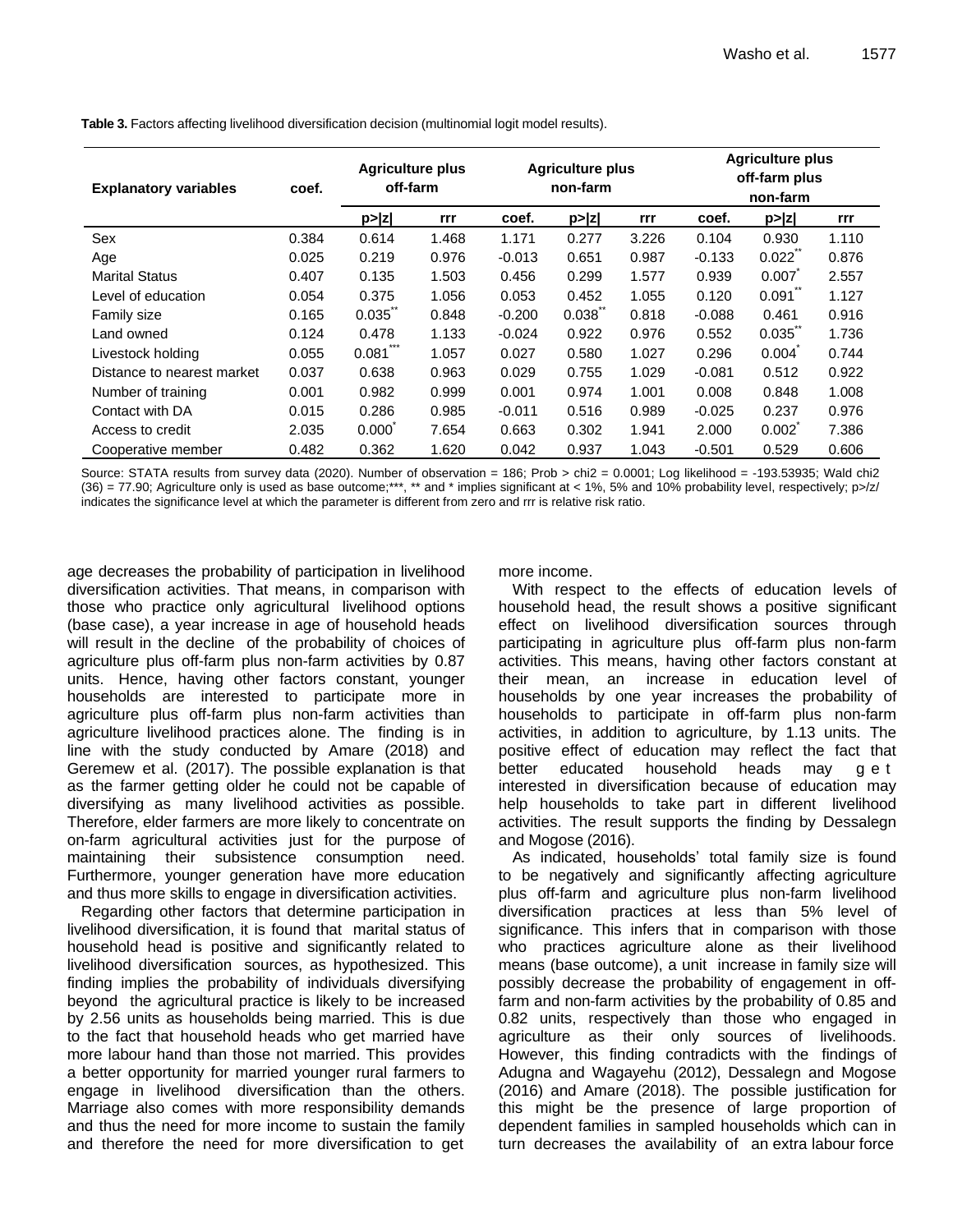**Table 3.** Factors affecting livelihood diversification decision (multinomial logit model results).

| Explanatory variables | Agriculture plus off-farm | | | Agriculture plus non-farm | | | Agriculture plus off-farm plus non-farm | | |
|---|---|---|---|---|---|---|---|---|---|
| | coef. | p>\|z\| | rrr | coef. | p>\|z\| | rrr | coef. | p>\|z\| | rrr |
| Sex | 0.384 | 0.614 | 1.468 | 1.171 | 0.277 | 3.226 | 0.104 | 0.930 | 1.110 |
| Age | 0.025 | 0.219 | 0.976 | -0.013 | 0.651 | 0.987 | -0.133 | 0.022** | 0.876 |
| Marital Status | 0.407 | 0.135 | 1.503 | 0.456 | 0.299 | 1.577 | 0.939 | 0.007* | 2.557 |
| Level of education | 0.054 | 0.375 | 1.056 | 0.053 | 0.452 | 1.055 | 0.120 | 0.091** | 1.127 |
| Family size | 0.165 | 0.035** | 0.848 | -0.200 | 0.038** | 0.818 | -0.088 | 0.461 | 0.916 |
| Land owned | 0.124 | 0.478 | 1.133 | -0.024 | 0.922 | 0.976 | 0.552 | 0.035** | 1.736 |
| Livestock holding | 0.055 | 0.081*** | 1.057 | 0.027 | 0.580 | 1.027 | 0.296 | 0.004* | 0.744 |
| Distance to nearest market | 0.037 | 0.638 | 0.963 | 0.029 | 0.755 | 1.029 | -0.081 | 0.512 | 0.922 |
| Number of training | 0.001 | 0.982 | 0.999 | 0.001 | 0.974 | 1.001 | 0.008 | 0.848 | 1.008 |
| Contact with DA | 0.015 | 0.286 | 0.985 | -0.011 | 0.516 | 0.989 | -0.025 | 0.237 | 0.976 |
| Access to credit | 2.035 | 0.000* | 7.654 | 0.663 | 0.302 | 1.941 | 2.000 | 0.002* | 7.386 |
| Cooperative member | 0.482 | 0.362 | 1.620 | 0.042 | 0.937 | 1.043 | -0.501 | 0.529 | 0.606 |

Source: STATA results from survey data (2020). Number of observation = 186; Prob > chi2 = 0.0001; Log likelihood = -193.53935; Wald chi2 (36) = 77.90; Agriculture only is used as base outcome;***, ** and * implies significant at < 1%, 5% and 10% probability level, respectively; p>/z/ indicates the significance level at which the parameter is different from zero and rrr is relative risk ratio.

age decreases the probability of participation in livelihood diversification activities. That means, in comparison with those who practice only agricultural livelihood options (base case), a year increase in age of household heads will result in the decline of the probability of choices of agriculture plus off-farm plus non-farm activities by 0.87 units. Hence, having other factors constant, younger households are interested to participate more in agriculture plus off-farm plus non-farm activities than agriculture livelihood practices alone. The finding is in line with the study conducted by Amare (2018) and Geremew et al. (2017). The possible explanation is that as the farmer getting older he could not be capable of diversifying as many livelihood activities as possible. Therefore, elder farmers are more likely to concentrate on on-farm agricultural activities just for the purpose of maintaining their subsistence consumption need. Furthermore, younger generation have more education and thus more skills to engage in diversification activities.

Regarding other factors that determine participation in livelihood diversification, it is found that marital status of household head is positive and significantly related to livelihood diversification sources, as hypothesized. This finding implies the probability of individuals diversifying beyond the agricultural practice is likely to be increased by 2.56 units as households being married. This is due to the fact that household heads who get married have more labour hand than those not married. This provides a better opportunity for married younger rural farmers to engage in livelihood diversification than the others. Marriage also comes with more responsibility demands and thus the need for more income to sustain the family and therefore the need for more diversification to get more income.

With respect to the effects of education levels of household head, the result shows a positive significant effect on livelihood diversification sources through participating in agriculture plus off-farm plus non-farm activities. This means, having other factors constant at their mean, an increase in education level of households by one year increases the probability of households to participate in off-farm plus non-farm activities, in addition to agriculture, by 1.13 units. The positive effect of education may reflect the fact that better educated household heads may get interested in diversification because of education may help households to take part in different livelihood activities. The result supports the finding by Dessalegn and Mogose (2016).

As indicated, households' total family size is found to be negatively and significantly affecting agriculture plus off-farm and agriculture plus non-farm livelihood diversification practices at less than 5% level of significance. This infers that in comparison with those who practices agriculture alone as their livelihood means (base outcome), a unit increase in family size will possibly decrease the probability of engagement in off-farm and non-farm activities by the probability of 0.85 and 0.82 units, respectively than those who engaged in agriculture as their only sources of livelihoods. However, this finding contradicts with the findings of Adugna and Wagayehu (2012), Dessalegn and Mogose (2016) and Amare (2018). The possible justification for this might be the presence of large proportion of dependent families in sampled households which can in turn decreases the availability of an extra labour force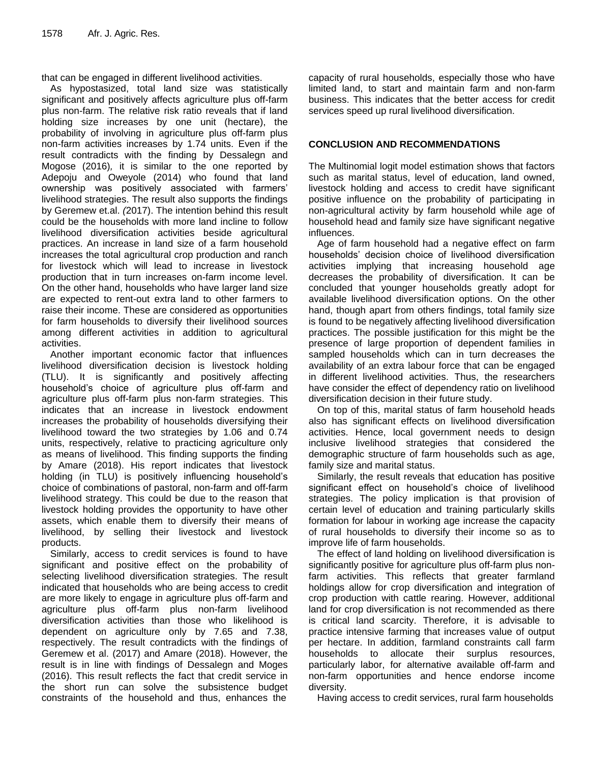that can be engaged in different livelihood activities.

As hypostasized, total land size was statistically significant and positively affects agriculture plus off-farm plus non-farm. The relative risk ratio reveals that if land holding size increases by one unit (hectare), the probability of involving in agriculture plus off-farm plus non-farm activities increases by 1.74 units. Even if the result contradicts with the finding by Dessalegn and Mogose (2016), it is similar to the one reported by Adepoju and Oweyole (2014) who found that land ownership was positively associated with farmers' livelihood strategies. The result also supports the findings by Geremew et.al. (2017). The intention behind this result could be the households with more land incline to follow livelihood diversification activities beside agricultural practices. An increase in land size of a farm household increases the total agricultural crop production and ranch for livestock which will lead to increase in livestock production that in turn increases on-farm income level. On the other hand, households who have larger land size are expected to rent-out extra land to other farmers to raise their income. These are considered as opportunities for farm households to diversify their livelihood sources among different activities in addition to agricultural activities.

Another important economic factor that influences livelihood diversification decision is livestock holding (TLU). It is significantly and positively affecting household's choice of agriculture plus off-farm and agriculture plus off-farm plus non-farm strategies. This indicates that an increase in livestock endowment increases the probability of households diversifying their livelihood toward the two strategies by 1.06 and 0.74 units, respectively, relative to practicing agriculture only as means of livelihood. This finding supports the finding by Amare (2018). His report indicates that livestock holding (in TLU) is positively influencing household's choice of combinations of pastoral, non-farm and off-farm livelihood strategy. This could be due to the reason that livestock holding provides the opportunity to have other assets, which enable them to diversify their means of livelihood, by selling their livestock and livestock products.

Similarly, access to credit services is found to have significant and positive effect on the probability of selecting livelihood diversification strategies. The result indicated that households who are being access to credit are more likely to engage in agriculture plus off-farm and agriculture plus off-farm plus non-farm livelihood diversification activities than those who likelihood is dependent on agriculture only by 7.65 and 7.38, respectively. The result contradicts with the findings of Geremew et al. (2017) and Amare (2018). However, the result is in line with findings of Dessalegn and Moges (2016). This result reflects the fact that credit service in the short run can solve the subsistence budget constraints of the household and thus, enhances the capacity of rural households, especially those who have limited land, to start and maintain farm and non-farm business. This indicates that the better access for credit services speed up rural livelihood diversification.

## CONCLUSION AND RECOMMENDATIONS

The Multinomial logit model estimation shows that factors such as marital status, level of education, land owned, livestock holding and access to credit have significant positive influence on the probability of participating in non-agricultural activity by farm household while age of household head and family size have significant negative influences.

Age of farm household had a negative effect on farm households' decision choice of livelihood diversification activities implying that increasing household age decreases the probability of diversification. It can be concluded that younger households greatly adopt for available livelihood diversification options. On the other hand, though apart from others findings, total family size is found to be negatively affecting livelihood diversification practices. The possible justification for this might be the presence of large proportion of dependent families in sampled households which can in turn decreases the availability of an extra labour force that can be engaged in different livelihood activities. Thus, the researchers have consider the effect of dependency ratio on livelihood diversification decision in their future study.

On top of this, marital status of farm household heads also has significant effects on livelihood diversification activities. Hence, local government needs to design inclusive livelihood strategies that considered the demographic structure of farm households such as age, family size and marital status.

Similarly, the result reveals that education has positive significant effect on household's choice of livelihood strategies. The policy implication is that provision of certain level of education and training particularly skills formation for labour in working age increase the capacity of rural households to diversify their income so as to improve life of farm households.

The effect of land holding on livelihood diversification is significantly positive for agriculture plus off-farm plus non-farm activities. This reflects that greater farmland holdings allow for crop diversification and integration of crop production with cattle rearing. However, additional land for crop diversification is not recommended as there is critical land scarcity. Therefore, it is advisable to practice intensive farming that increases value of output per hectare. In addition, farmland constraints call farm households to allocate their surplus resources, particularly labor, for alternative available off-farm and non-farm opportunities and hence endorse income diversity.

Having access to credit services, rural farm households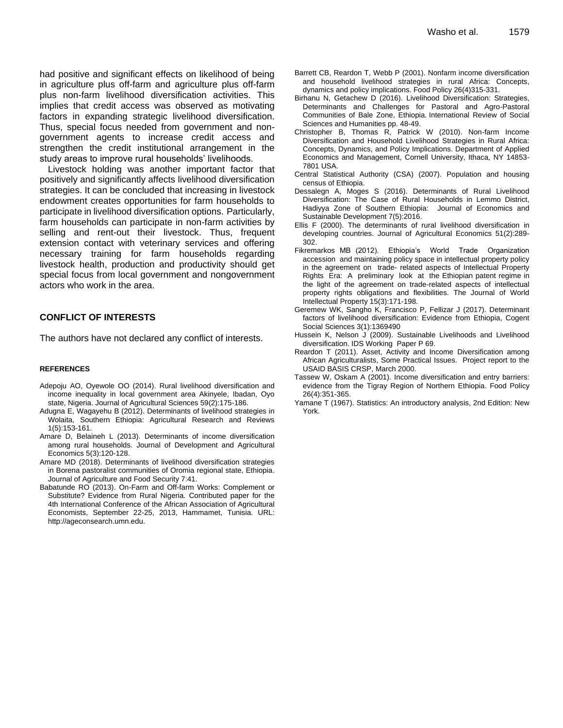had positive and significant effects on likelihood of being in agriculture plus off-farm and agriculture plus off-farm plus non-farm livelihood diversification activities. This implies that credit access was observed as motivating factors in expanding strategic livelihood diversification. Thus, special focus needed from government and non-government agents to increase credit access and strengthen the credit institutional arrangement in the study areas to improve rural households' livelihoods.

Livestock holding was another important factor that positively and significantly affects livelihood diversification strategies. It can be concluded that increasing in livestock endowment creates opportunities for farm households to participate in livelihood diversification options. Particularly, farm households can participate in non-farm activities by selling and rent-out their livestock. Thus, frequent extension contact with veterinary services and offering necessary training for farm households regarding livestock health, production and productivity should get special focus from local government and nongovernment actors who work in the area.

## CONFLICT OF INTERESTS

The authors have not declared any conflict of interests.

## REFERENCES

Adepoju AO, Oyewole OO (2014). Rural livelihood diversification and income inequality in local government area Akinyele, Ibadan, Oyo state, Nigeria. Journal of Agricultural Sciences 59(2):175-186.

Adugna E, Wagayehu B (2012). Determinants of livelihood strategies in Wolaita, Southern Ethiopia: Agricultural Research and Reviews 1(5):153-161.

Amare D, Belaineh L (2013). Determinants of income diversification among rural households. Journal of Development and Agricultural Economics 5(3):120-128.

Amare MD (2018). Determinants of livelihood diversification strategies in Borena pastoralist communities of Oromia regional state, Ethiopia. Journal of Agriculture and Food Security 7:41.

Babatunde RO (2013). On-Farm and Off-farm Works: Complement or Substitute? Evidence from Rural Nigeria. Contributed paper for the 4th International Conference of the African Association of Agricultural Economists, September 22-25, 2013, Hammamet, Tunisia. URL: http://ageconsearch.umn.edu.

Barrett CB, Reardon T, Webb P (2001). Nonfarm income diversification and household livelihood strategies in rural Africa: Concepts, dynamics and policy implications. Food Policy 26(4)315-331.

Birhanu N, Getachew D (2016). Livelihood Diversification: Strategies, Determinants and Challenges for Pastoral and Agro-Pastoral Communities of Bale Zone, Ethiopia. International Review of Social Sciences and Humanities pp. 48-49.

Christopher B, Thomas R, Patrick W (2010). Non-farm Income Diversification and Household Livelihood Strategies in Rural Africa: Concepts, Dynamics, and Policy Implications. Department of Applied Economics and Management, Cornell University, Ithaca, NY 14853-7801 USA.

Central Statistical Authority (CSA) (2007). Population and housing census of Ethiopia.

Dessalegn A, Moges S (2016). Determinants of Rural Livelihood Diversification: The Case of Rural Households in Lemmo District, Hadiyya Zone of Southern Ethiopia: Journal of Economics and Sustainable Development 7(5):2016.

Ellis F (2000). The determinants of rural livelihood diversification in developing countries. Journal of Agricultural Economics 51(2):289-302.

Fikremarkos MB (2012). Ethiopia's World Trade Organization accession and maintaining policy space in intellectual property policy in the agreement on trade- related aspects of Intellectual Property Rights Era: A preliminary look at the Ethiopian patent regime in the light of the agreement on trade-related aspects of intellectual property rights obligations and flexibilities. The Journal of World Intellectual Property 15(3):171-198.

Geremew WK, Sangho K, Francisco P, Fellizar J (2017). Determinant factors of livelihood diversification: Evidence from Ethiopia, Cogent Social Sciences 3(1):1369490

Hussein K, Nelson J (2009). Sustainable Livelihoods and Livelihood diversification. IDS Working Paper P 69.

Reardon T (2011). Asset, Activity and Income Diversification among African Agriculturalists, Some Practical Issues. Project report to the USAID BASIS CRSP, March 2000.

Tassew W, Oskam A (2001). Income diversification and entry barriers: evidence from the Tigray Region of Northern Ethiopia. Food Policy 26(4):351-365.

Yamane T (1967). Statistics: An introductory analysis, 2nd Edition: New York.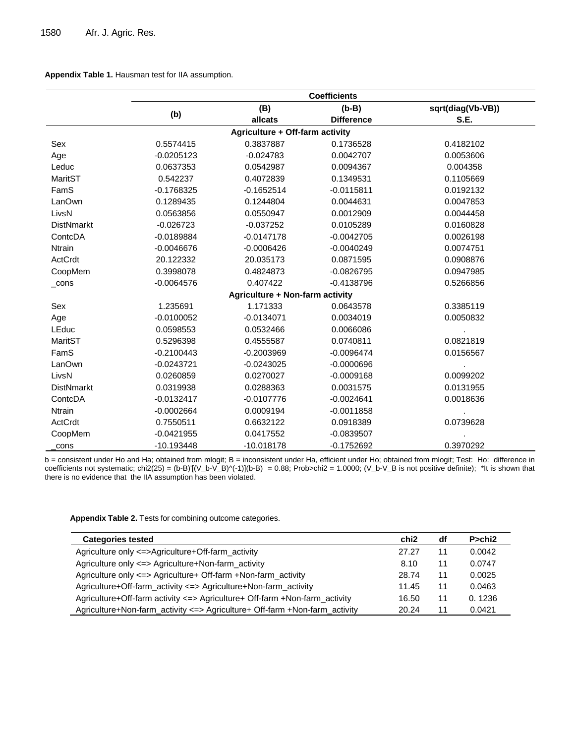**Appendix Table 1.** Hausman test for IIA assumption.

| | Coefficients | | | |
|---|---|---|---|---|
| | (b) | (B) allcats | (b-B) Difference | sqrt(diag(Vb-VB)) S.E. |
| **Agriculture + Off-farm activity** | | | | |
| Sex | 0.5574415 | 0.3837887 | 0.1736528 | 0.4182102 |
| Age | -0.0205123 | -0.024783 | 0.0042707 | 0.0053606 |
| Leduc | 0.0637353 | 0.0542987 | 0.0094367 | 0.004358 |
| MaritST | 0.542237 | 0.4072839 | 0.1349531 | 0.1105669 |
| FamS | -0.1768325 | -0.1652514 | -0.0115811 | 0.0192132 |
| LanOwn | 0.1289435 | 0.1244804 | 0.0044631 | 0.0047853 |
| LivsN | 0.0563856 | 0.0550947 | 0.0012909 | 0.0044458 |
| DistNmarkt | -0.026723 | -0.037252 | 0.0105289 | 0.0160828 |
| ContcDA | -0.0189884 | -0.0147178 | -0.0042705 | 0.0026198 |
| Ntrain | -0.0046676 | -0.0006426 | -0.0040249 | 0.0074751 |
| ActCrdt | 20.122332 | 20.035173 | 0.0871595 | 0.0908876 |
| CoopMem | 0.3998078 | 0.4824873 | -0.0826795 | 0.0947985 |
| _cons | -0.0064576 | 0.407422 | -0.4138796 | 0.5266856 |
| **Agriculture + Non-farm activity** | | | | |
| Sex | 1.235691 | 1.171333 | 0.0643578 | 0.3385119 |
| Age | -0.0100052 | -0.0134071 | 0.0034019 | 0.0050832 |
| LEduc | 0.0598553 | 0.0532466 | 0.0066086 | . |
| MaritST | 0.5296398 | 0.4555587 | 0.0740811 | 0.0821819 |
| FamS | -0.2100443 | -0.2003969 | -0.0096474 | 0.0156567 |
| LanOwn | -0.0243721 | -0.0243025 | -0.0000696 | . |
| LivsN | 0.0260859 | 0.0270027 | -0.0009168 | 0.0099202 |
| DistNmarkt | 0.0319938 | 0.0288363 | 0.0031575 | 0.0131955 |
| ContcDA | -0.0132417 | -0.0107776 | -0.0024641 | 0.0018636 |
| Ntrain | -0.0002664 | 0.0009194 | -0.0011858 | . |
| ActCrdt | 0.7550511 | 0.6632122 | 0.0918389 | 0.0739628 |
| CoopMem | -0.0421955 | 0.0417552 | -0.0839507 | . |
| _cons | -10.193448 | -10.018178 | -0.1752692 | 0.3970292 |

b = consistent under Ho and Ha; obtained from mlogit; B = inconsistent under Ha, efficient under Ho; obtained from mlogit; Test: Ho: difference in coefficients not systematic; $chi2(25) = (b-B)'[(V_b-V_B)^{(-1)}](b-B) = 0.88$; Prob>chi2 = 1.0000; (V_b-V_B is not positive definite); *It is shown that there is no evidence that the IIA assumption has been violated.

**Appendix Table 2.** Tests for combining outcome categories.

| Categories tested | chi2 | df | P>chi2 |
|---|---|---|---|
| Agriculture only <=>Agriculture+Off-farm_activity | 27.27 | 11 | 0.0042 |
| Agriculture only <=> Agriculture+Non-farm_activity | 8.10 | 11 | 0.0747 |
| Agriculture only <=> Agriculture+ Off-farm +Non-farm_activity | 28.74 | 11 | 0.0025 |
| Agriculture+Off-farm_activity <=> Agriculture+Non-farm_activity | 11.45 | 11 | 0.0463 |
| Agriculture+Off-farm activity <=> Agriculture+ Off-farm +Non-farm_activity | 16.50 | 11 | 0. 1236 |
| Agriculture+Non-farm_activity <=> Agriculture+ Off-farm +Non-farm_activity | 20.24 | 11 | 0.0421 |